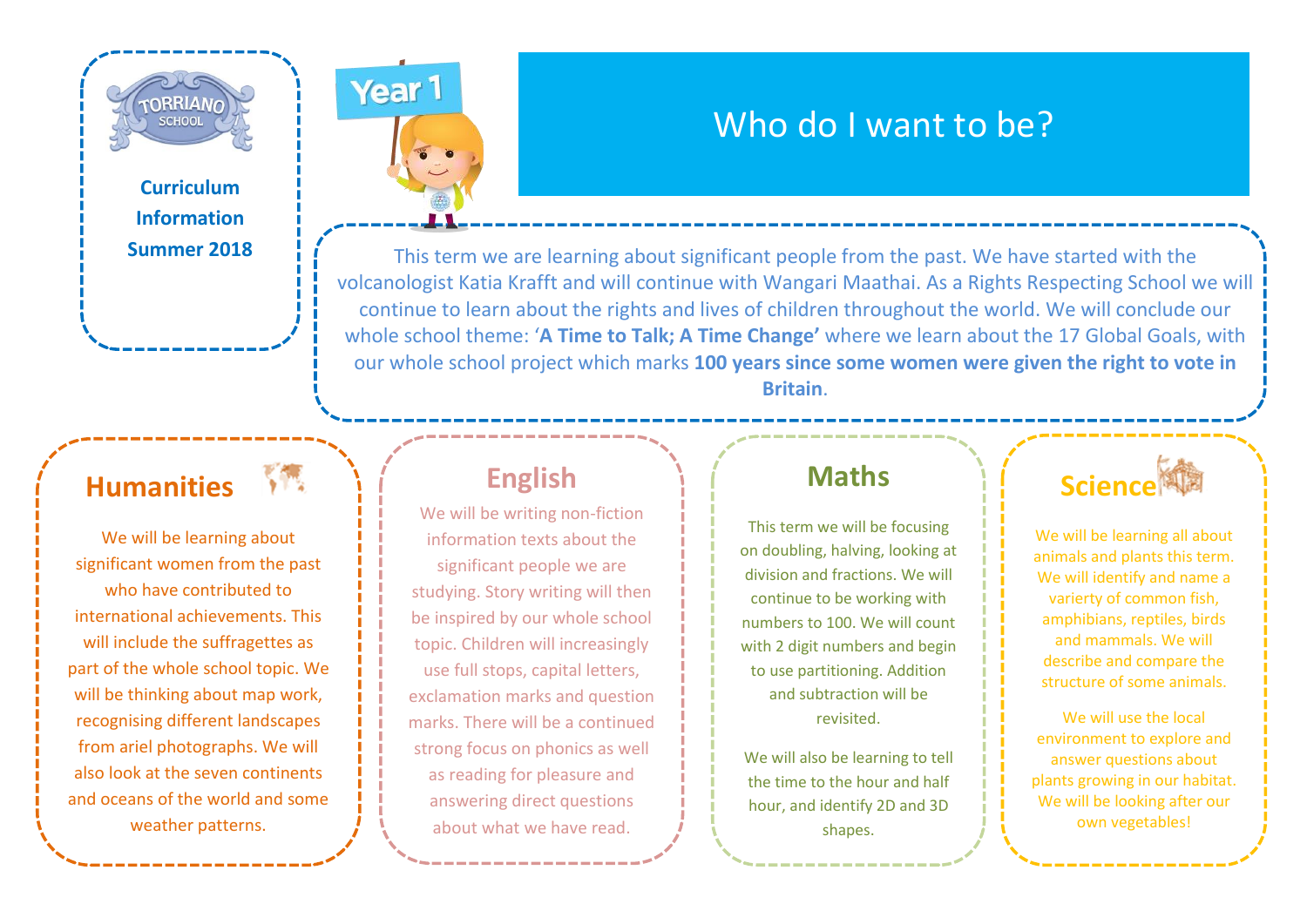TORRIANO SCHOOL

**Curriculum Information Summer 2018**

Year 1

# Who do I want to be?

This term we are learning about significant people from the past. We have started with the volcanologist Katia Krafft and will continue with Wangari Maathai. As a Rights Respecting School we will continue to learn about the rights and lives of children throughout the world. We will conclude our whole school theme: '**A Time to Talk; A Time Change'** where we learn about the 17 Global Goals, with our whole school project which marks **100 years since some women were given the right to vote in Britain**.

## Humanities

We will be learning about significant women from the past who have contributed to international achievements. This will include the suffragettes as part of the whole school topic. We will be thinking about map work, recognising different landscapes from ariel photographs. We will also look at the seven continents and oceans of the world and some weather patterns.

## English

We will be writing non-fiction information texts about the significant people we are studying. Story writing will then be inspired by our whole school topic. Children will increasingly use full stops, capital letters, exclamation marks and question marks. There will be a continued strong focus on phonics as well as reading for pleasure and answering direct questions about what we have read.

## Maths

This term we will be focusing on doubling, halving, looking at division and fractions. We will continue to be working with numbers to 100. We will count with 2 digit numbers and begin to use partitioning. Addition and subtraction will be revisited.

We will also be learning to tell the time to the hour and half hour, and identify 2D and 3D shapes.

## Science

We will be learning all about animals and plants this term. We will identify and name a varierty of common fish, amphibians, reptiles, birds and mammals. We will describe and compare the structure of some animals.

We will use the local environment to explore and answer questions about plants growing in our habitat. We will be looking after our own vegetables!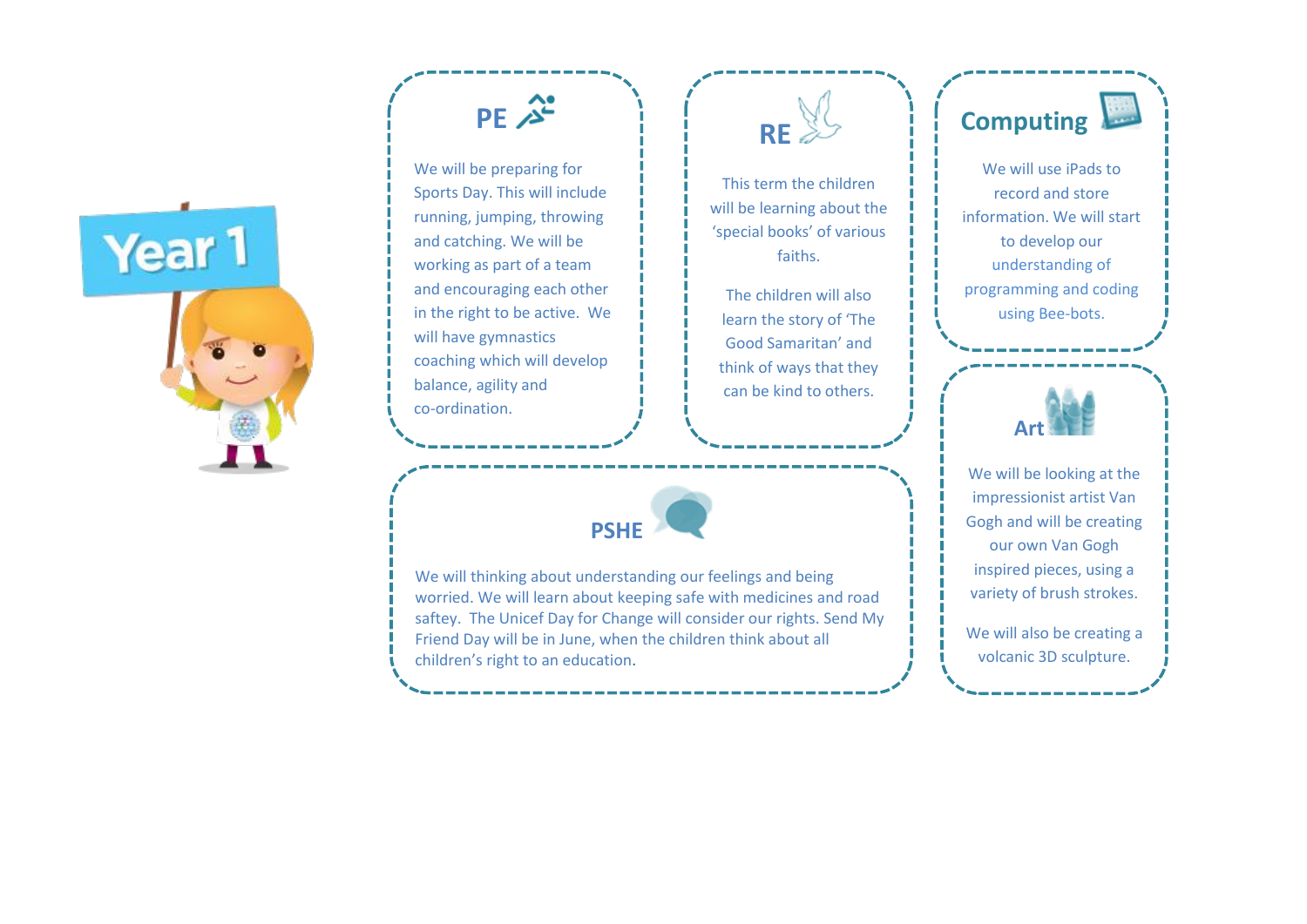Year 1

## PE

We will be preparing for Sports Day. This will include running, jumping, throwing and catching. We will be working as part of a team and encouraging each other in the right to be active. We will have gymnastics coaching which will develop balance, agility and co-ordination.

## RE

This term the children will be learning about the 'special books' of various faiths.

The children will also learn the story of 'The Good Samaritan' and think of ways that they can be kind to others.

## Computing

We will use iPads to record and store information. We will start to develop our understanding of programming and coding using Bee-bots.

## PSHE

We will thinking about understanding our feelings and being worried. We will learn about keeping safe with medicines and road saftey. The Unicef Day for Change will consider our rights. Send My Friend Day will be in June, when the children think about all children's right to an education.

## Art

We will be looking at the impressionist artist Van Gogh and will be creating our own Van Gogh inspired pieces, using a variety of brush strokes.

We will also be creating a volcanic 3D sculpture.